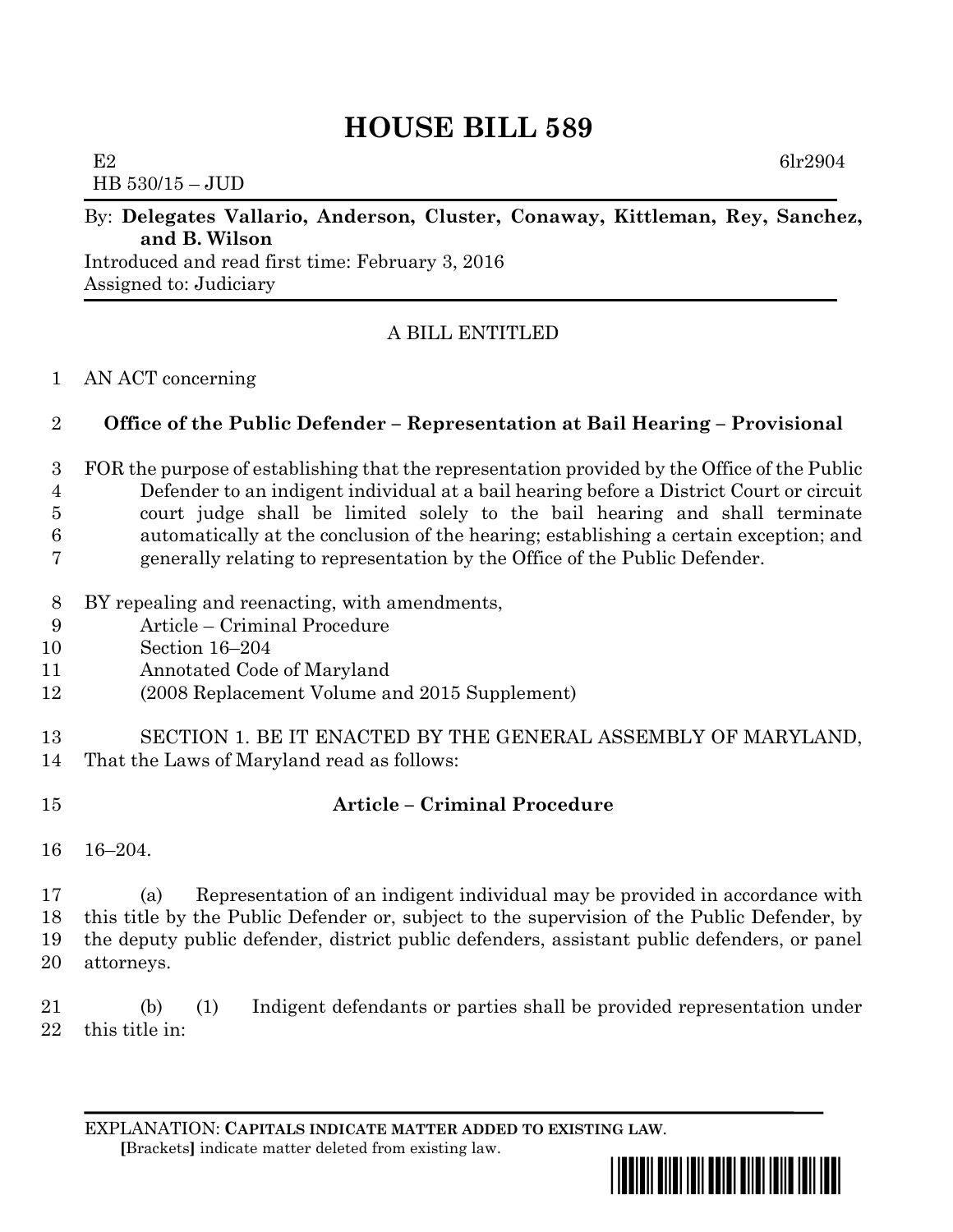# HOUSE BILL 589

E2 6lr2904
HB 530/15 – JUD

By: **Delegates Vallario, Anderson, Cluster, Conaway, Kittleman, Rey, Sanchez, and B. Wilson**
Introduced and read first time: February 3, 2016
Assigned to: Judiciary

A BILL ENTITLED

1 AN ACT concerning

2 **Office of the Public Defender – Representation at Bail Hearing – Provisional**

3 FOR the purpose of establishing that the representation provided by the Office of the Public
4 Defender to an indigent individual at a bail hearing before a District Court or circuit
5 court judge shall be limited solely to the bail hearing and shall terminate
6 automatically at the conclusion of the hearing; establishing a certain exception; and
7 generally relating to representation by the Office of the Public Defender.

8 BY repealing and reenacting, with amendments,
9 Article – Criminal Procedure
10 Section 16–204
11 Annotated Code of Maryland
12 (2008 Replacement Volume and 2015 Supplement)

13 SECTION 1. BE IT ENACTED BY THE GENERAL ASSEMBLY OF MARYLAND,
14 That the Laws of Maryland read as follows:

15 **Article – Criminal Procedure**

16 16–204.

17 (a) Representation of an indigent individual may be provided in accordance with
18 this title by the Public Defender or, subject to the supervision of the Public Defender, by
19 the deputy public defender, district public defenders, assistant public defenders, or panel
20 attorneys.

21 (b) (1) Indigent defendants or parties shall be provided representation under
22 this title in:

EXPLANATION: **CAPITALS INDICATE MATTER ADDED TO EXISTING LAW.**
**[**Brackets**]** indicate matter deleted from existing law.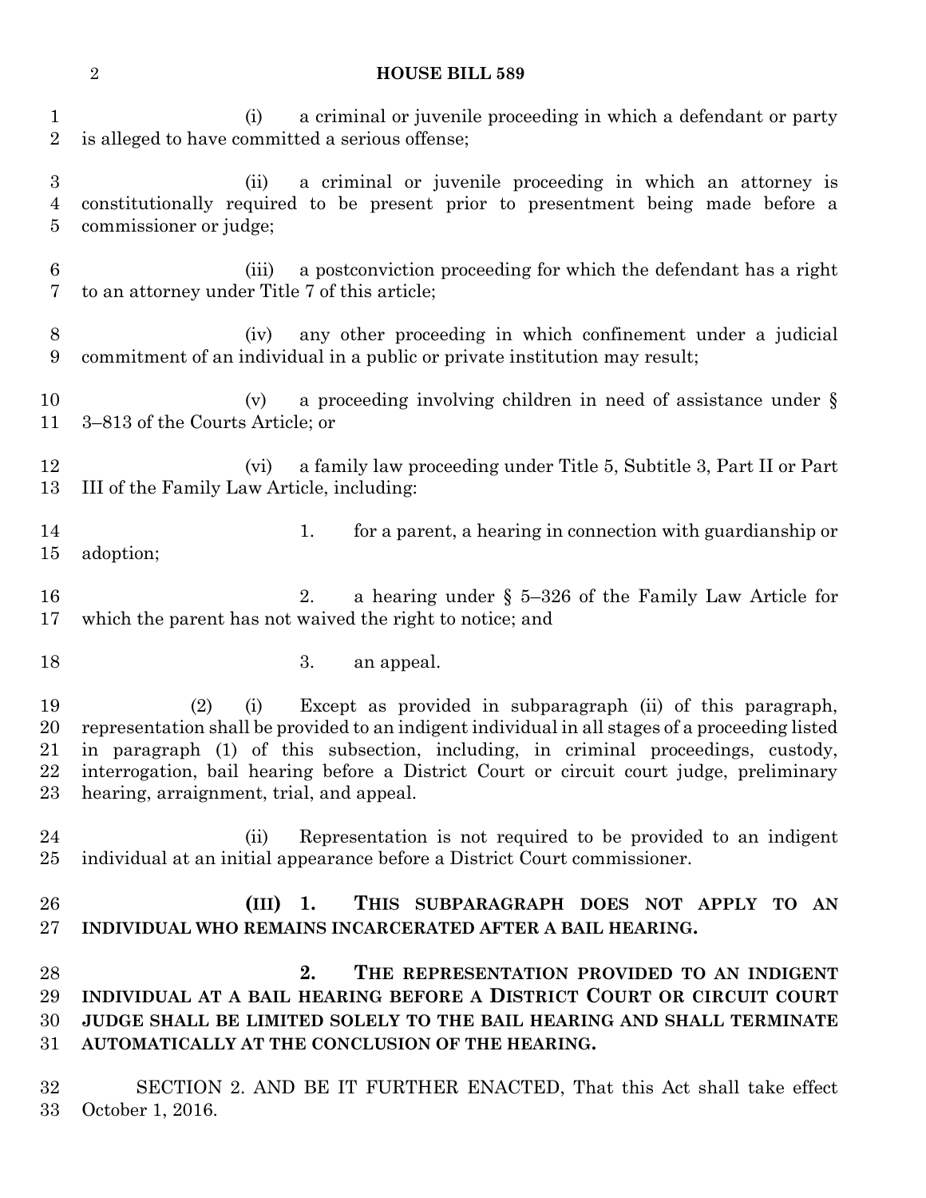(i) a criminal or juvenile proceeding in which a defendant or party is alleged to have committed a serious offense;

(ii) a criminal or juvenile proceeding in which an attorney is constitutionally required to be present prior to presentment being made before a commissioner or judge;

(iii) a postconviction proceeding for which the defendant has a right to an attorney under Title 7 of this article;

(iv) any other proceeding in which confinement under a judicial commitment of an individual in a public or private institution may result;

(v) a proceeding involving children in need of assistance under § 3–813 of the Courts Article; or

(vi) a family law proceeding under Title 5, Subtitle 3, Part II or Part III of the Family Law Article, including:

1. for a parent, a hearing in connection with guardianship or adoption;

2. a hearing under § 5–326 of the Family Law Article for which the parent has not waived the right to notice; and

3. an appeal.

(2) (i) Except as provided in subparagraph (ii) of this paragraph, representation shall be provided to an indigent individual in all stages of a proceeding listed in paragraph (1) of this subsection, including, in criminal proceedings, custody, interrogation, bail hearing before a District Court or circuit court judge, preliminary hearing, arraignment, trial, and appeal.

(ii) Representation is not required to be provided to an indigent individual at an initial appearance before a District Court commissioner.

**(III) 1. THIS SUBPARAGRAPH DOES NOT APPLY TO AN INDIVIDUAL WHO REMAINS INCARCERATED AFTER A BAIL HEARING.**

**2. THE REPRESENTATION PROVIDED TO AN INDIGENT INDIVIDUAL AT A BAIL HEARING BEFORE A DISTRICT COURT OR CIRCUIT COURT JUDGE SHALL BE LIMITED SOLELY TO THE BAIL HEARING AND SHALL TERMINATE AUTOMATICALLY AT THE CONCLUSION OF THE HEARING.**

SECTION 2. AND BE IT FURTHER ENACTED, That this Act shall take effect October 1, 2016.